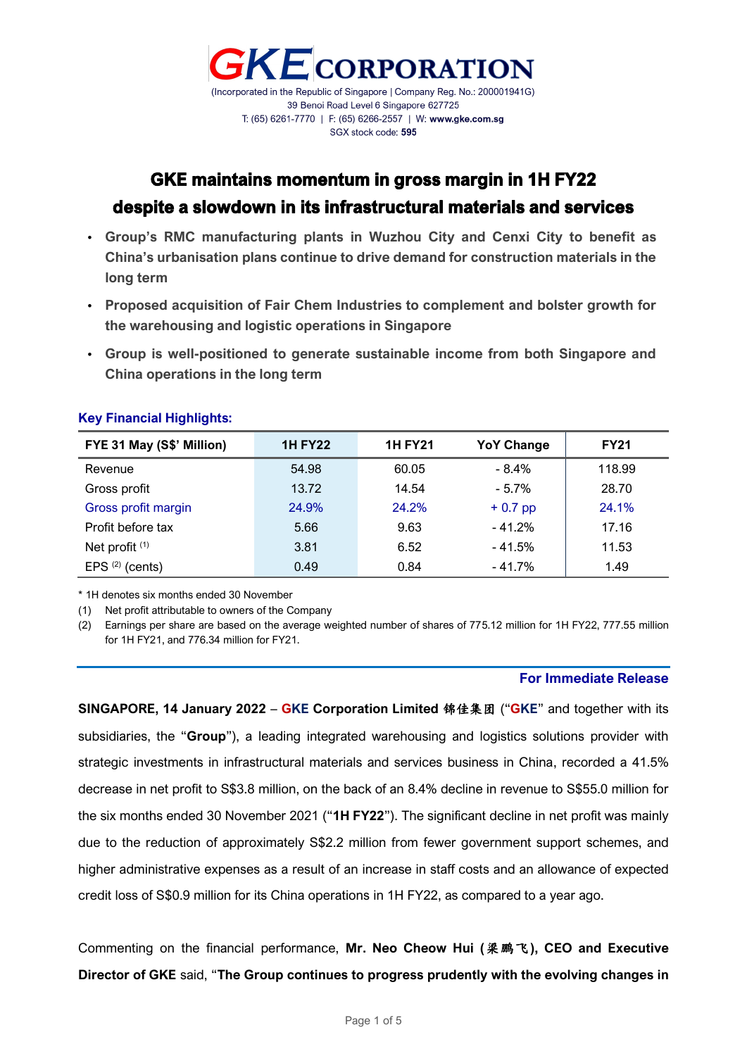# GKE CORPORATION

(Incorporated in the Republic of Singapore | Company Reg. No.: 200001941G)
39 Benoi Road Level 6 Singapore 627725
T: (65) 6261-7770 | F: (65) 6266-2557 | W: www.gke.com.sg
SGX stock code: 595

## GKE maintains momentum in gross margin in 1H FY22 despite a slowdown in its infrastructural materials and services

- **Group's RMC manufacturing plants in Wuzhou City and Cenxi City to benefit as China's urbanisation plans continue to drive demand for construction materials in the long term**
- **Proposed acquisition of Fair Chem Industries to complement and bolster growth for the warehousing and logistic operations in Singapore**
- **Group is well-positioned to generate sustainable income from both Singapore and China operations in the long term**

### Key Financial Highlights:

| FYE 31 May (S$' Million) | 1H FY22 | 1H FY21 | YoY Change | FY21 |
|---|---|---|---|---|
| Revenue | 54.98 | 60.05 | - 8.4% | 118.99 |
| Gross profit | 13.72 | 14.54 | - 5.7% | 28.70 |
| Gross profit margin | 24.9% | 24.2% | + 0.7 pp | 24.1% |
| Profit before tax | 5.66 | 9.63 | - 41.2% | 17.16 |
| Net profit (1) | 3.81 | 6.52 | - 41.5% | 11.53 |
| EPS (2) (cents) | 0.49 | 0.84 | - 41.7% | 1.49 |

\* 1H denotes six months ended 30 November

(1) Net profit attributable to owners of the Company

(2) Earnings per share are based on the average weighted number of shares of 775.12 million for 1H FY22, 777.55 million for 1H FY21, and 776.34 million for FY21.

**For Immediate Release**

**SINGAPORE, 14 January 2022** – **GKE Corporation Limited 锦佳集团** ("**GKE**" and together with its subsidiaries, the "**Group**"), a leading integrated warehousing and logistics solutions provider with strategic investments in infrastructural materials and services business in China, recorded a 41.5% decrease in net profit to S$3.8 million, on the back of an 8.4% decline in revenue to S$55.0 million for the six months ended 30 November 2021 ("**1H FY22**"). The significant decline in net profit was mainly due to the reduction of approximately S$2.2 million from fewer government support schemes, and higher administrative expenses as a result of an increase in staff costs and an allowance of expected credit loss of S$0.9 million for its China operations in 1H FY22, as compared to a year ago.

Commenting on the financial performance, **Mr. Neo Cheow Hui (梁鹏飞), CEO and Executive Director of GKE** said, "**The Group continues to progress prudently with the evolving changes in**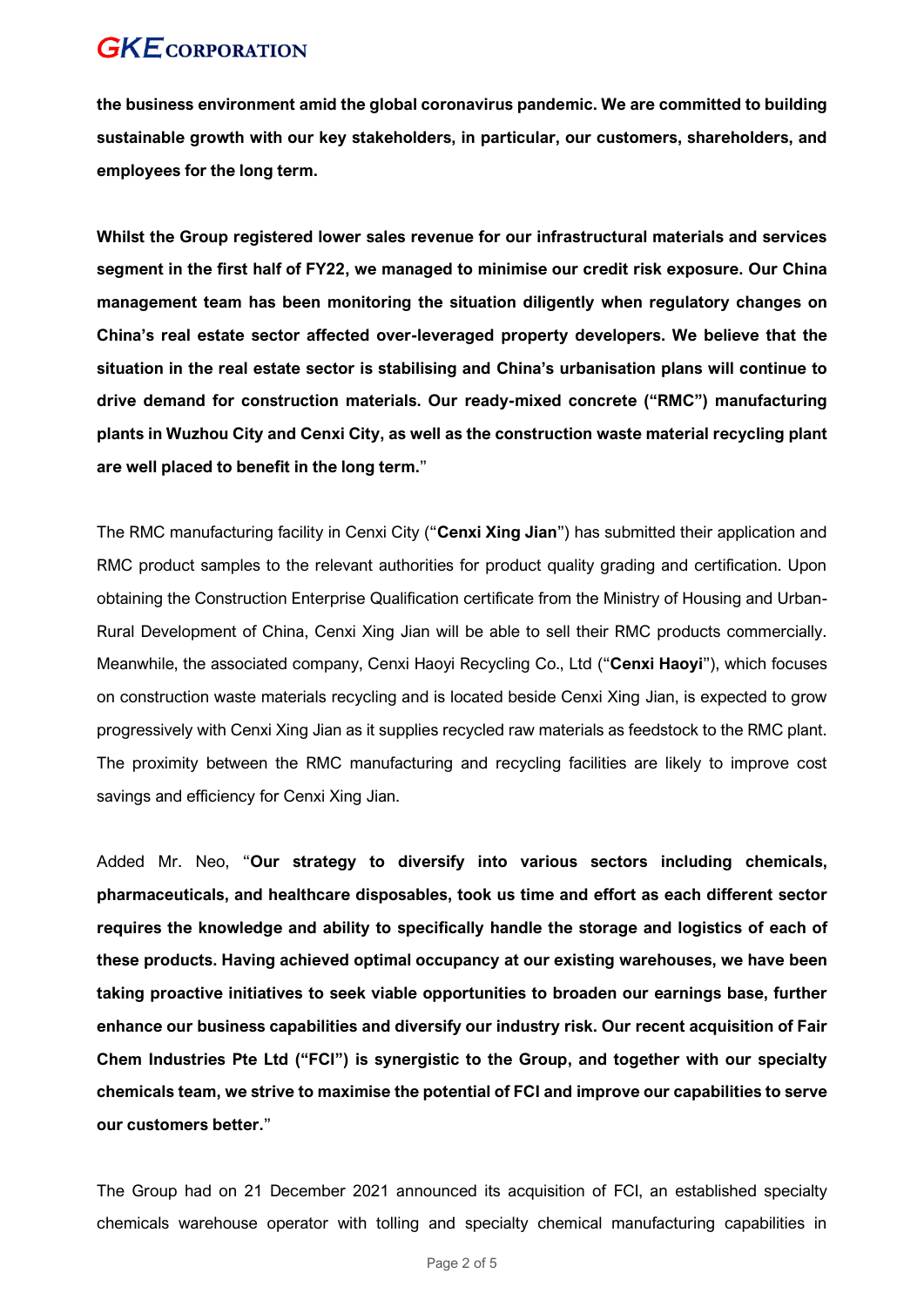**the business environment amid the global coronavirus pandemic. We are committed to building sustainable growth with our key stakeholders, in particular, our customers, shareholders, and employees for the long term.**

**Whilst the Group registered lower sales revenue for our infrastructural materials and services segment in the first half of FY22, we managed to minimise our credit risk exposure. Our China management team has been monitoring the situation diligently when regulatory changes on China's real estate sector affected over-leveraged property developers. We believe that the situation in the real estate sector is stabilising and China's urbanisation plans will continue to drive demand for construction materials. Our ready-mixed concrete ("RMC") manufacturing plants in Wuzhou City and Cenxi City, as well as the construction waste material recycling plant are well placed to benefit in the long term.**"

The RMC manufacturing facility in Cenxi City ("**Cenxi Xing Jian**") has submitted their application and RMC product samples to the relevant authorities for product quality grading and certification. Upon obtaining the Construction Enterprise Qualification certificate from the Ministry of Housing and Urban-Rural Development of China, Cenxi Xing Jian will be able to sell their RMC products commercially. Meanwhile, the associated company, Cenxi Haoyi Recycling Co., Ltd ("**Cenxi Haoyi**"), which focuses on construction waste materials recycling and is located beside Cenxi Xing Jian, is expected to grow progressively with Cenxi Xing Jian as it supplies recycled raw materials as feedstock to the RMC plant. The proximity between the RMC manufacturing and recycling facilities are likely to improve cost savings and efficiency for Cenxi Xing Jian.

Added Mr. Neo, "**Our strategy to diversify into various sectors including chemicals, pharmaceuticals, and healthcare disposables, took us time and effort as each different sector requires the knowledge and ability to specifically handle the storage and logistics of each of these products. Having achieved optimal occupancy at our existing warehouses, we have been taking proactive initiatives to seek viable opportunities to broaden our earnings base, further enhance our business capabilities and diversify our industry risk. Our recent acquisition of Fair Chem Industries Pte Ltd ("FCI") is synergistic to the Group, and together with our specialty chemicals team, we strive to maximise the potential of FCI and improve our capabilities to serve our customers better.**"

The Group had on 21 December 2021 announced its acquisition of FCI, an established specialty chemicals warehouse operator with tolling and specialty chemical manufacturing capabilities in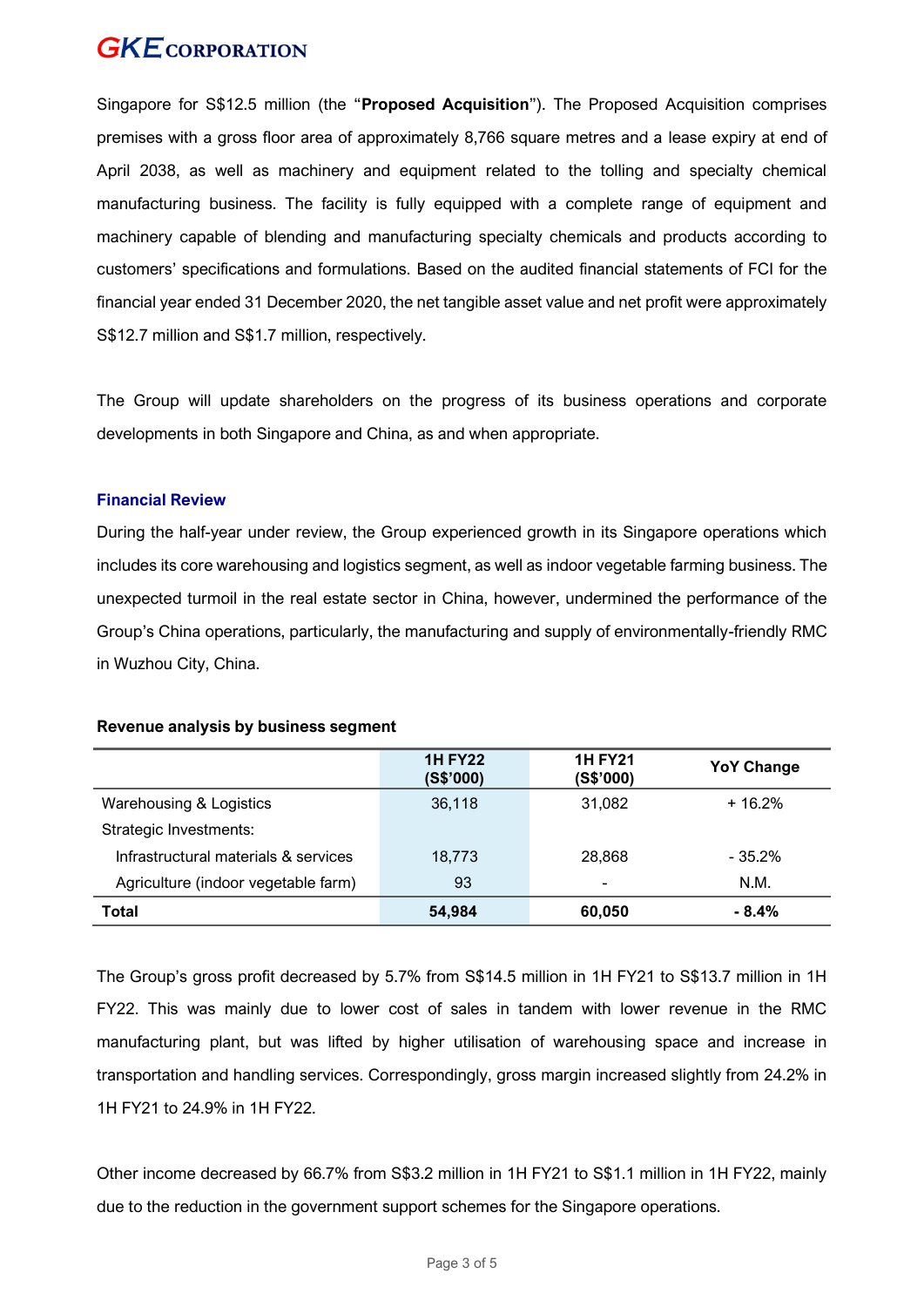Singapore for S$12.5 million (the "**Proposed Acquisition**"). The Proposed Acquisition comprises premises with a gross floor area of approximately 8,766 square metres and a lease expiry at end of April 2038, as well as machinery and equipment related to the tolling and specialty chemical manufacturing business. The facility is fully equipped with a complete range of equipment and machinery capable of blending and manufacturing specialty chemicals and products according to customers' specifications and formulations. Based on the audited financial statements of FCI for the financial year ended 31 December 2020, the net tangible asset value and net profit were approximately S$12.7 million and S$1.7 million, respectively.

The Group will update shareholders on the progress of its business operations and corporate developments in both Singapore and China, as and when appropriate.

### Financial Review

During the half-year under review, the Group experienced growth in its Singapore operations which includes its core warehousing and logistics segment, as well as indoor vegetable farming business. The unexpected turmoil in the real estate sector in China, however, undermined the performance of the Group's China operations, particularly, the manufacturing and supply of environmentally-friendly RMC in Wuzhou City, China.

**Revenue analysis by business segment**

| | 1H FY22 (S$'000) | 1H FY21 (S$'000) | YoY Change |
|---|---|---|---|
| Warehousing & Logistics | 36,118 | 31,082 | + 16.2% |
| Strategic Investments: | | | |
| Infrastructural materials & services | 18,773 | 28,868 | - 35.2% |
| Agriculture (indoor vegetable farm) | 93 | - | N.M. |
| **Total** | **54,984** | **60,050** | **- 8.4%** |

The Group's gross profit decreased by 5.7% from S$14.5 million in 1H FY21 to S$13.7 million in 1H FY22. This was mainly due to lower cost of sales in tandem with lower revenue in the RMC manufacturing plant, but was lifted by higher utilisation of warehousing space and increase in transportation and handling services. Correspondingly, gross margin increased slightly from 24.2% in 1H FY21 to 24.9% in 1H FY22.

Other income decreased by 66.7% from S$3.2 million in 1H FY21 to S$1.1 million in 1H FY22, mainly due to the reduction in the government support schemes for the Singapore operations.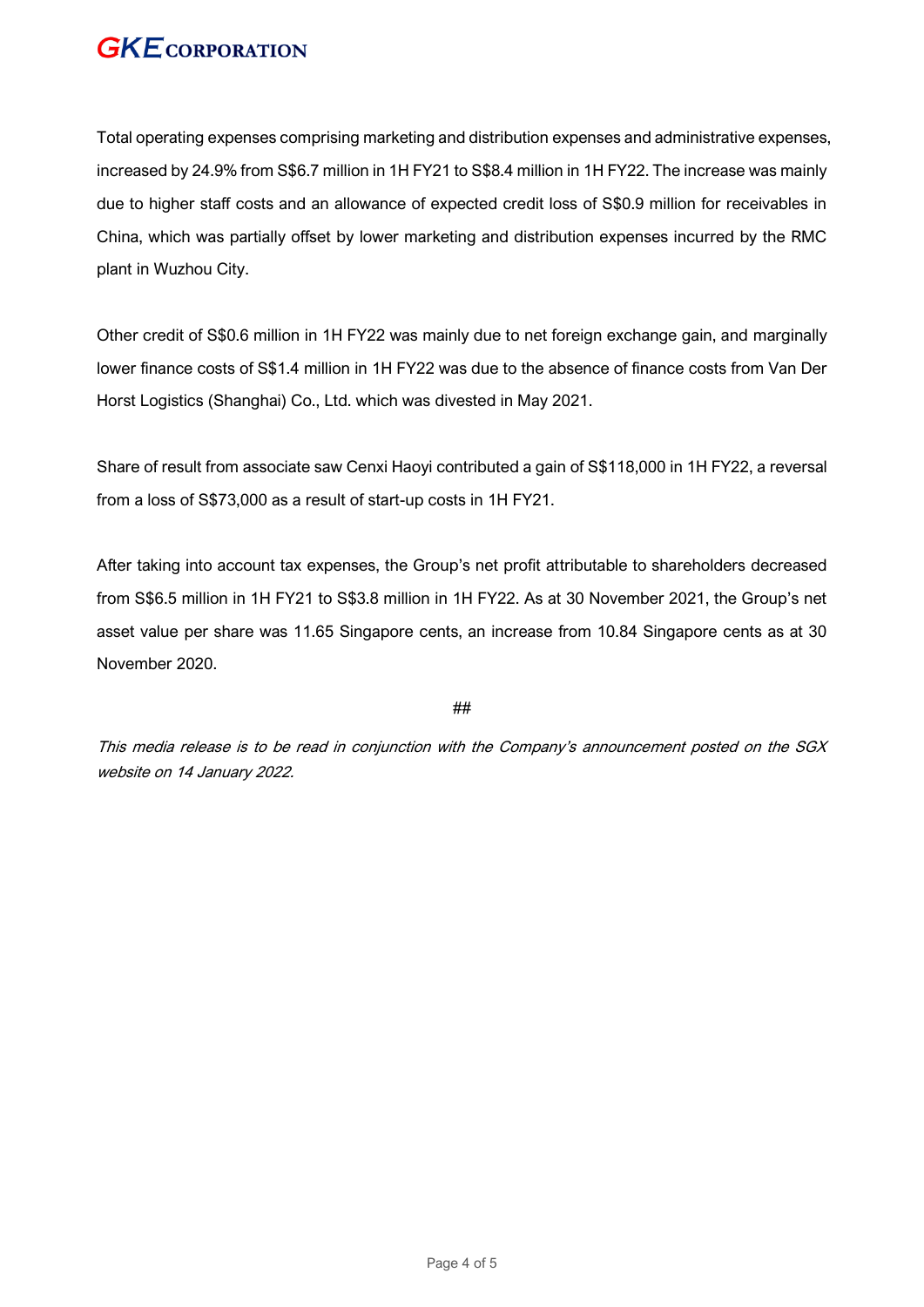Total operating expenses comprising marketing and distribution expenses and administrative expenses, increased by 24.9% from S$6.7 million in 1H FY21 to S$8.4 million in 1H FY22. The increase was mainly due to higher staff costs and an allowance of expected credit loss of S$0.9 million for receivables in China, which was partially offset by lower marketing and distribution expenses incurred by the RMC plant in Wuzhou City.

Other credit of S$0.6 million in 1H FY22 was mainly due to net foreign exchange gain, and marginally lower finance costs of S$1.4 million in 1H FY22 was due to the absence of finance costs from Van Der Horst Logistics (Shanghai) Co., Ltd. which was divested in May 2021.

Share of result from associate saw Cenxi Haoyi contributed a gain of S$118,000 in 1H FY22, a reversal from a loss of S$73,000 as a result of start-up costs in 1H FY21.

After taking into account tax expenses, the Group's net profit attributable to shareholders decreased from S$6.5 million in 1H FY21 to S$3.8 million in 1H FY22. As at 30 November 2021, the Group's net asset value per share was 11.65 Singapore cents, an increase from 10.84 Singapore cents as at 30 November 2020.

##

*This media release is to be read in conjunction with the Company's announcement posted on the SGX website on 14 January 2022.*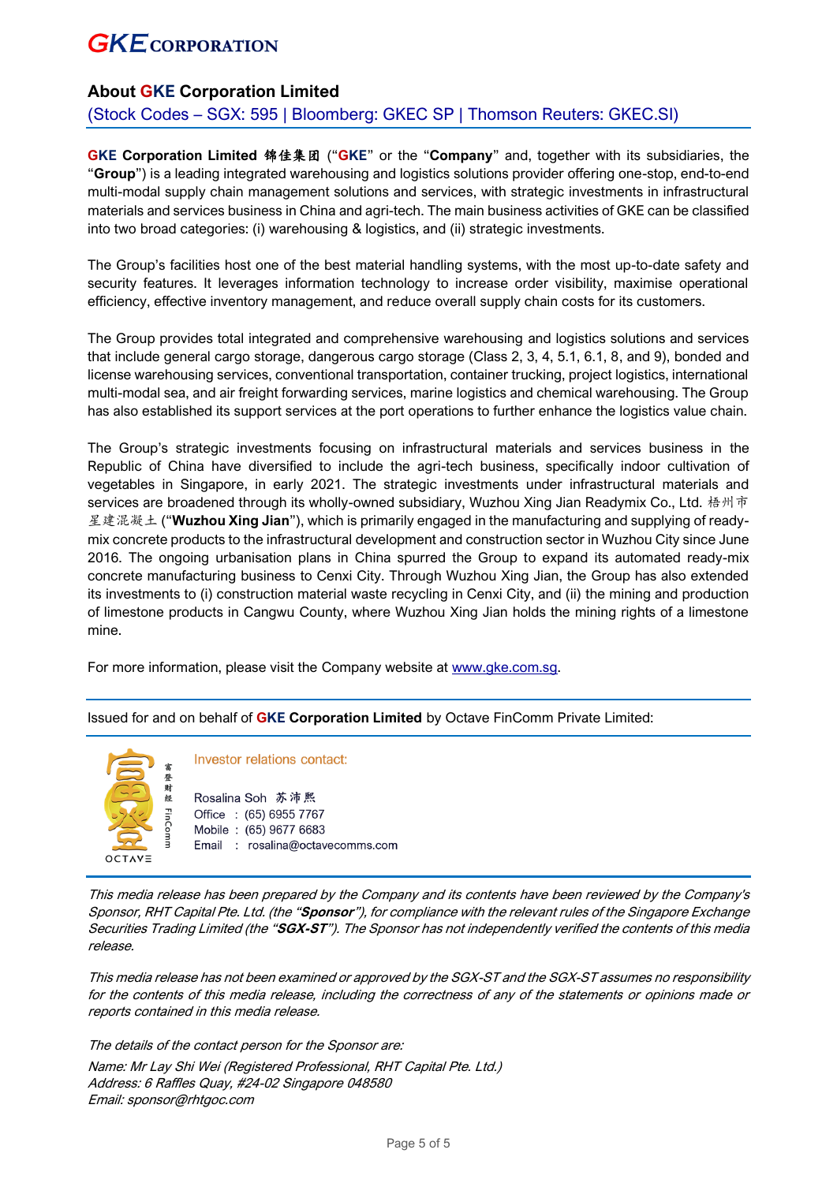## About GKE Corporation Limited

(Stock Codes – SGX: 595 | Bloomberg: GKEC SP | Thomson Reuters: GKEC.SI)

**GKE Corporation Limited 锦佳集团** ("**GKE**" or the "**Company**" and, together with its subsidiaries, the "**Group**") is a leading integrated warehousing and logistics solutions provider offering one-stop, end-to-end multi-modal supply chain management solutions and services, with strategic investments in infrastructural materials and services business in China and agri-tech. The main business activities of GKE can be classified into two broad categories: (i) warehousing & logistics, and (ii) strategic investments.

The Group's facilities host one of the best material handling systems, with the most up-to-date safety and security features. It leverages information technology to increase order visibility, maximise operational efficiency, effective inventory management, and reduce overall supply chain costs for its customers.

The Group provides total integrated and comprehensive warehousing and logistics solutions and services that include general cargo storage, dangerous cargo storage (Class 2, 3, 4, 5.1, 6.1, 8, and 9), bonded and license warehousing services, conventional transportation, container trucking, project logistics, international multi-modal sea, and air freight forwarding services, marine logistics and chemical warehousing. The Group has also established its support services at the port operations to further enhance the logistics value chain.

The Group's strategic investments focusing on infrastructural materials and services business in the Republic of China have diversified to include the agri-tech business, specifically indoor cultivation of vegetables in Singapore, in early 2021. The strategic investments under infrastructural materials and services are broadened through its wholly-owned subsidiary, Wuzhou Xing Jian Readymix Co., Ltd. 梧州市星建混凝土 ("**Wuzhou Xing Jian**"), which is primarily engaged in the manufacturing and supplying of ready-mix concrete products to the infrastructural development and construction sector in Wuzhou City since June 2016. The ongoing urbanisation plans in China spurred the Group to expand its automated ready-mix concrete manufacturing business to Cenxi City. Through Wuzhou Xing Jian, the Group has also extended its investments to (i) construction material waste recycling in Cenxi City, and (ii) the mining and production of limestone products in Cangwu County, where Wuzhou Xing Jian holds the mining rights of a limestone mine.

For more information, please visit the Company website at www.gke.com.sg.

Issued for and on behalf of **GKE Corporation Limited** by Octave FinComm Private Limited:

Investor relations contact:

Rosalina Soh 苏沛熙
Office : (65) 6955 7767
Mobile : (65) 9677 6683
Email : rosalina@octavecomms.com

*This media release has been prepared by the Company and its contents have been reviewed by the Company's Sponsor, RHT Capital Pte. Ltd. (the "**Sponsor**"), for compliance with the relevant rules of the Singapore Exchange Securities Trading Limited (the "**SGX-ST**"). The Sponsor has not independently verified the contents of this media release.*

*This media release has not been examined or approved by the SGX-ST and the SGX-ST assumes no responsibility for the contents of this media release, including the correctness of any of the statements or opinions made or reports contained in this media release.*

*The details of the contact person for the Sponsor are:*
*Name: Mr Lay Shi Wei (Registered Professional, RHT Capital Pte. Ltd.)*
*Address: 6 Raffles Quay, #24-02 Singapore 048580*
*Email: sponsor@rhtgoc.com*